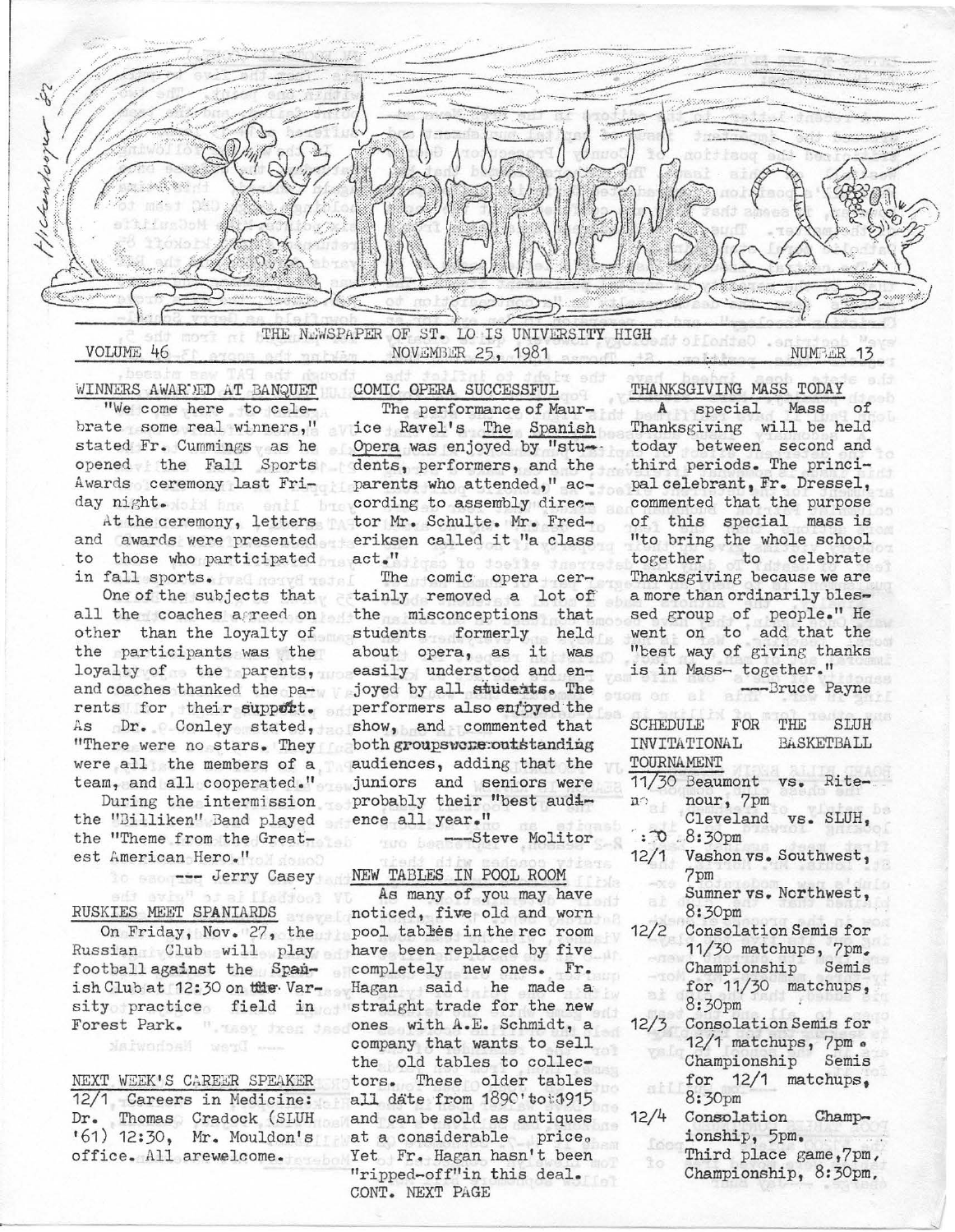# PREPNEWS

THE NEWSPAPER OF ST. LOUIS UNIVERSITY HIGH

VOLUME 46 — NOVEMBER 25, 1981 — NUMBER 13

## WINNERS AWARDED AT BANQUET

"We come here to celebrate some real winners," stated Fr. Cummings as he opened the Fall Sports Awards ceremony last Friday night.

At the ceremony, letters and awards were presented to those who participated in fall sports.

One of the subjects that all the coaches agreed on other than the loyalty of the participants was the loyalty of the parents, and coaches thanked the parents for their support. As Dr. Conley stated, "There were no stars. They were all the members of a team, and all cooperated."

During the intermission the "Billiken" Band played the "Theme from the Greatest American Hero."

—Jerry Casey

## RUSKIES MEET SPANIARDS

On Friday, Nov. 27, the Russian Club will play football against the Spanish Club at 12:30 on the Varsity practice field in Forest Park.

## NEXT WEEK'S CAREER SPEAKER

12/1 Careers in Medicine: Dr. Thomas Cradock (SLUH '61) 12:30, Mr. Mouldon's office. All are welcome.

## COMIC OPERA SUCCESSFUL

The performance of Maurice Ravel's *The Spanish Opera* was enjoyed by "students, performers, and the parents who attended," according to assembly director Mr. Schulte. Mr. Frederiksen called it "a class act."

The comic opera certainly removed a lot of the misconceptions that students formerly held about opera, as it was easily understood and enjoyed by all students. The performers also enjoyed the show, and commented that both groups were outstanding audiences, adding that the juniors and seniors were probably their "best audience all year."

—Steve Molitor

## NEW TABLES IN POOL ROOM

As many of you may have noticed, five old and worn pool tables in the rec room have been replaced by five completely new ones. Fr. Hagan said he made a straight trade for the new ones with A.E. Schmidt, a company that wants to sell the old tables to collectors. These older tables all date from 1890 to 1915 and can be sold as antiques at a considerable price. Yet Fr. Hagan hasn't been "ripped-off" in this deal.

CONT. NEXT PAGE

## THANKSGIVING MASS TODAY

A special Mass of Thanksgiving will be held today between second and third periods. The principal celebrant, Fr. Dressel, commented that the purpose of this special mass is "to bring the whole school together to celebrate Thanksgiving because we are a more than ordinarily blessed group of people." He went on to add that the "best way of giving thanks is in Mass— together."

—Bruce Payne

## SCHEDULE FOR THE SLUH INVITATIONAL BASKETBALL TOURNAMENT

11/30 Beaumont vs. Ritenour, 7pm
Cleveland vs. SLUH, 8:30pm

12/1 Vashon vs. Southwest, 7pm
Sumner vs. Northwest, 8:30pm

12/2 Consolation Semis for 11/30 matchups, 7pm. Championship Semis for 11/30 matchups, 8:30pm

12/3 Consolation Semis for 12/1 matchups, 7pm. Championship Semis for 12/1 matchups, 8:30pm

12/4 Consolation Championship, 5pm. Third place game, 7pm, Championship, 8:30pm.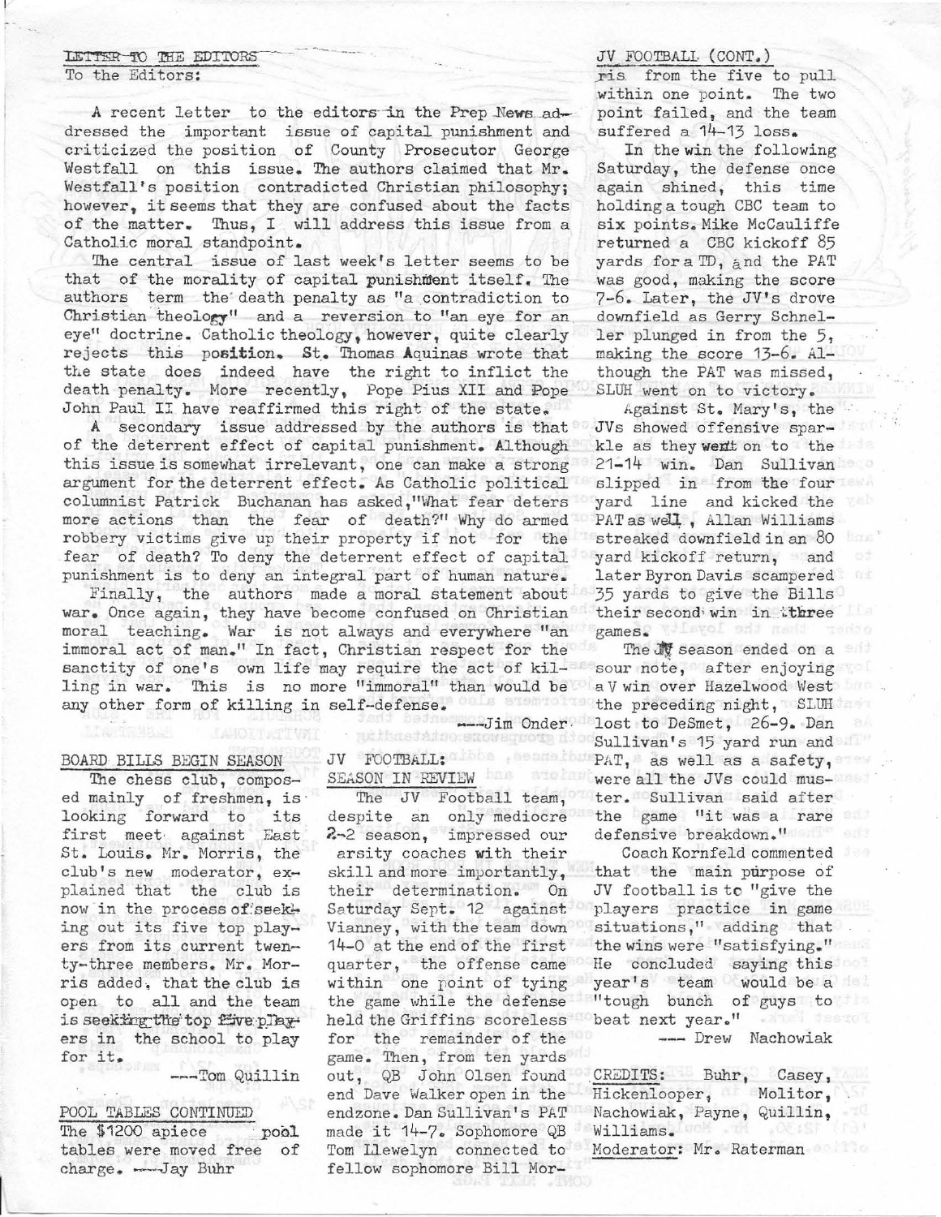## LETTER TO THE EDITORS

To the Editors:

A recent letter to the editors in the Prep News addressed the important issue of capital punishment and criticized the position of County Prosecutor George Westfall on this issue. The authors claimed that Mr. Westfall's position contradicted Christian philosophy; however, it seems that they are confused about the facts of the matter. Thus, I will address this issue from a Catholic moral standpoint.

The central issue of last week's letter seems to be that of the morality of capital punishment itself. The authors term the death penalty as "a contradiction to Christian theology" and a reversion to "an eye for an eye" doctrine. Catholic theology, however, quite clearly rejects this position. St. Thomas Aquinas wrote that the state does indeed have the right to inflict the death penalty. More recently, Pope Pius XII and Pope John Paul II have reaffirmed this right of the state.

A secondary issue addressed by the authors is that of the deterrent effect of capital punishment. Although this issue is somewhat irrelevant, one can make a strong argument for the deterrent effect. As Catholic political columnist Patrick Buchanan has asked, "What fear deters more actions than the fear of death?" Why do armed robbery victims give up their property if not for the fear of death? To deny the deterrent effect of capital punishment is to deny an integral part of human nature.

Finally, the authors made a moral statement about war. Once again, they have become confused on Christian moral teaching. War is not always and everywhere "an immoral act of man." In fact, Christian respect for the sanctity of one's own life may require the act of killing in war. This is no more "immoral" than would be any other form of killing in self-defense.

---Jim Onder

## BOARD BILLS BEGIN SEASON

The chess club, composed mainly of freshmen, is looking forward to its first meet against East St. Louis. Mr. Morris, the club's new moderator, explained that the club is now in the process of seeking out its five top players from its current twenty-three members. Mr. Morris added, that the club is open to all and the team is seeking the top five players in the school to play for it.

---Tom Quillin

## POOL TABLES CONTINUED

The $1200 apiece pool tables were moved free of charge. ---Jay Buhr

## JV FOOTBALL: SEASON IN REVIEW

The JV Football team, despite an only mediocre 2-2 season, impressed our varsity coaches with their skill and more importantly, their determination. On Saturday Sept. 12 against Vianney, with the team down 14-0 at the end of the first quarter, the offense came within one point of tying the game while the defense held the Griffins scoreless for the remainder of the game. Then, from ten yards out, QB John Olsen found end Dave Walker open in the endzone. Dan Sullivan's PAT made it 14-7. Sophomore QB Tom Llewelyn connected to fellow sophomore Bill Morris from the five to pull within one point. The two point failed, and the team suffered a 14-13 loss.

In the win the following Saturday, the defense once again shined, this time holding a tough CBC team to six points. Mike McCauliffe returned a CBC kickoff 85 yards for a TD, and the PAT was good, making the score 7-6. Later, the JV's drove downfield as Gerry Schneller plunged in from the 5, making the score 13-6. Although the PAT was missed, SLUH went on to victory.

Against St. Mary's, the JVs showed offensive sparkle as they went on to the 21-14 win. Dan Sullivan slipped in from the four yard line and kicked the PAT as well, Allan Williams streaked downfield in an 80 yard kickoff return, and later Byron Davis scampered 35 yards to give the Bills their second win in three games.

The JV season ended on a sour note, after enjoying a V win over Hazelwood West the preceding night, SLUH lost to DeSmet, 26-9. Dan Sullivan's 15 yard run and PAT, as well as a safety, were all the JVs could muster. Sullivan said after the game "it was a rare defensive breakdown."

Coach Kornfeld commented that the main purpose of JV football is to "give the players practice in game situations," adding that the wins were "satisfying." He concluded saying this year's team would be a "tough bunch of guys to beat next year."

--- Drew Nachowiak

CREDITS: Buhr, Casey, Hickenlooper, Molitor, Nachowiak, Payne, Quillin, Williams.
Moderator: Mr. Raterman